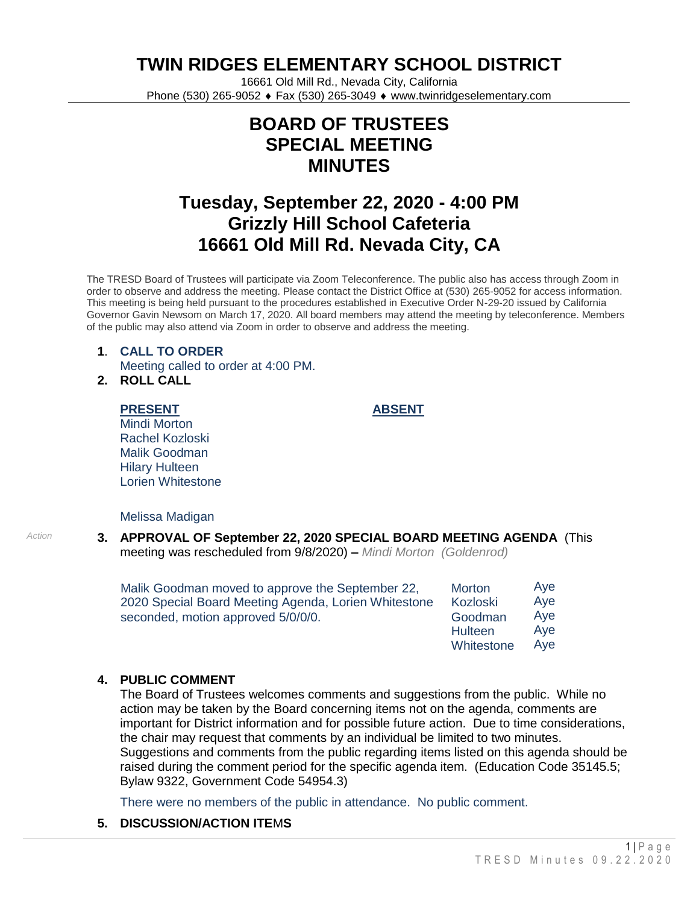# TWIN RIDGES ELEMENTARY SCHOOL DISTRICT

16661 Old Mill Rd., Nevada City, California
Phone (530) 265-9052 ♦ Fax (530) 265-3049 ♦ www.twinridgeselementary.com

## BOARD OF TRUSTEES
## SPECIAL MEETING
## MINUTES

## Tuesday, September 22, 2020 - 4:00 PM
## Grizzly Hill School Cafeteria
## 16661 Old Mill Rd. Nevada City, CA

The TRESD Board of Trustees will participate via Zoom Teleconference. The public also has access through Zoom in order to observe and address the meeting. Please contact the District Office at (530) 265-9052 for access information. This meeting is being held pursuant to the procedures established in Executive Order N-29-20 issued by California Governor Gavin Newsom on March 17, 2020. All board members may attend the meeting by teleconference. Members of the public may also attend via Zoom in order to observe and address the meeting.

**1. CALL TO ORDER**
Meeting called to order at 4:00 PM.

**2. ROLL CALL**

| PRESENT | ABSENT |
|---|---|
| Mindi Morton | |
| Rachel Kozloski | |
| Malik Goodman | |
| Hilary Hulteen | |
| Lorien Whitestone | |

Melissa Madigan

*Action*

**3. APPROVAL OF September 22, 2020 SPECIAL BOARD MEETING AGENDA** (This meeting was rescheduled from 9/8/2020) **–** *Mindi Morton (Goldenrod)*

Malik Goodman moved to approve the September 22, 2020 Special Board Meeting Agenda, Lorien Whitestone seconded, motion approved 5/0/0/0.

| | |
|---|---|
| Morton | Aye |
| Kozloski | Aye |
| Goodman | Aye |
| Hulteen | Aye |
| Whitestone | Aye |

**4. PUBLIC COMMENT**

The Board of Trustees welcomes comments and suggestions from the public. While no action may be taken by the Board concerning items not on the agenda, comments are important for District information and for possible future action. Due to time considerations, the chair may request that comments by an individual be limited to two minutes. Suggestions and comments from the public regarding items listed on this agenda should be raised during the comment period for the specific agenda item. (Education Code 35145.5; Bylaw 9322, Government Code 54954.3)

There were no members of the public in attendance. No public comment.

**5. DISCUSSION/ACTION ITEMS**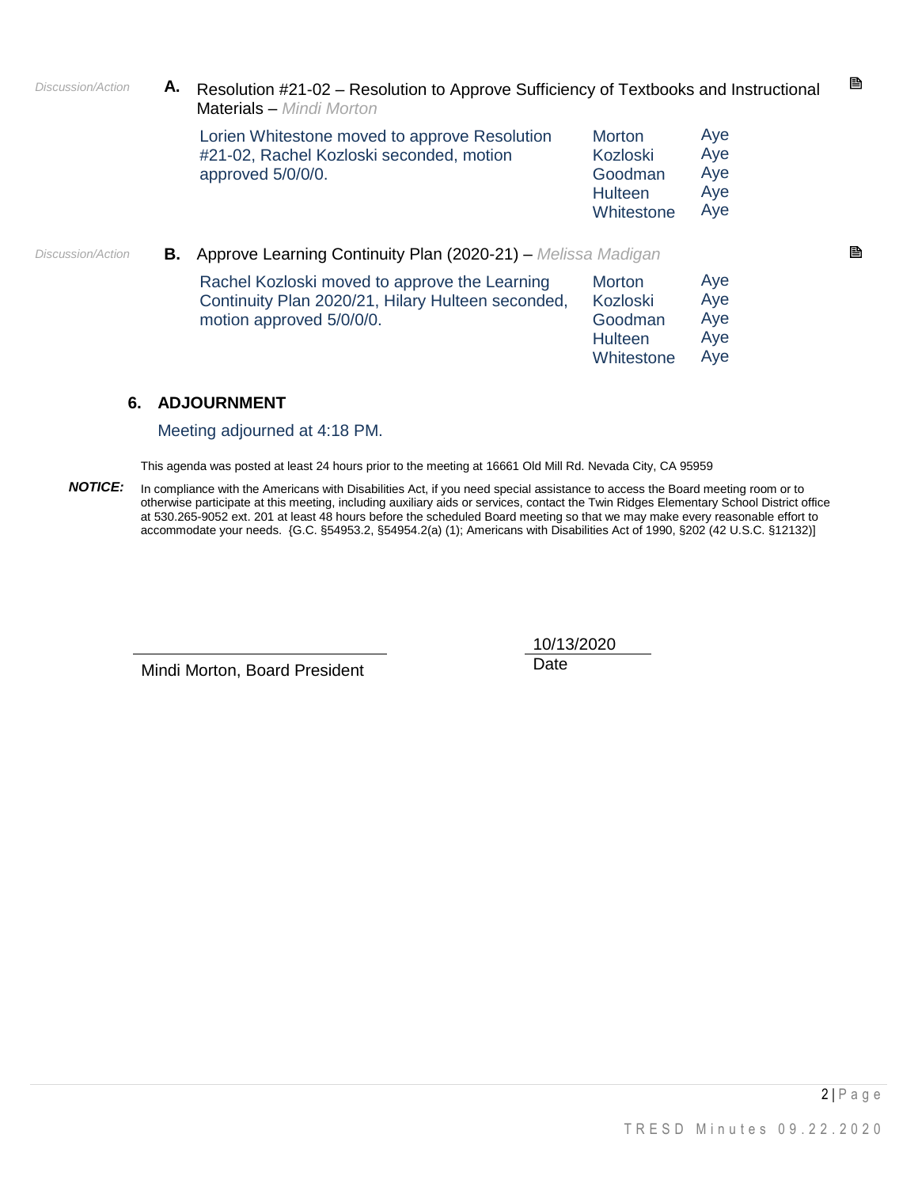*Discussion/Action*

**A.** Resolution #21-02 – Resolution to Approve Sufficiency of Textbooks and Instructional Materials – *Mindi Morton*

Lorien Whitestone moved to approve Resolution #21-02, Rachel Kozloski seconded, motion approved 5/0/0/0.

| | |
|---|---|
| Morton | Aye |
| Kozloski | Aye |
| Goodman | Aye |
| Hulteen | Aye |
| Whitestone | Aye |

*Discussion/Action*

**B.** Approve Learning Continuity Plan (2020-21) – *Melissa Madigan*

Rachel Kozloski moved to approve the Learning Continuity Plan 2020/21, Hilary Hulteen seconded, motion approved 5/0/0/0.

| | |
|---|---|
| Morton | Aye |
| Kozloski | Aye |
| Goodman | Aye |
| Hulteen | Aye |
| Whitestone | Aye |

## 6. ADJOURNMENT

Meeting adjourned at 4:18 PM.

This agenda was posted at least 24 hours prior to the meeting at 16661 Old Mill Rd. Nevada City, CA 95959

***NOTICE:*** In compliance with the Americans with Disabilities Act, if you need special assistance to access the Board meeting room or to otherwise participate at this meeting, including auxiliary aids or services, contact the Twin Ridges Elementary School District office at 530.265-9052 ext. 201 at least 48 hours before the scheduled Board meeting so that we may make every reasonable effort to accommodate your needs. {G.C. §54953.2, §54954.2(a) (1); Americans with Disabilities Act of 1990, §202 (42 U.S.C. §12132)]

\_\_\_\_\_\_\_\_\_\_\_\_\_\_\_\_\_\_\_\_\_\_\_\_\_\_\_\_\_\_
Mindi Morton, Board President

10/13/2020
Date